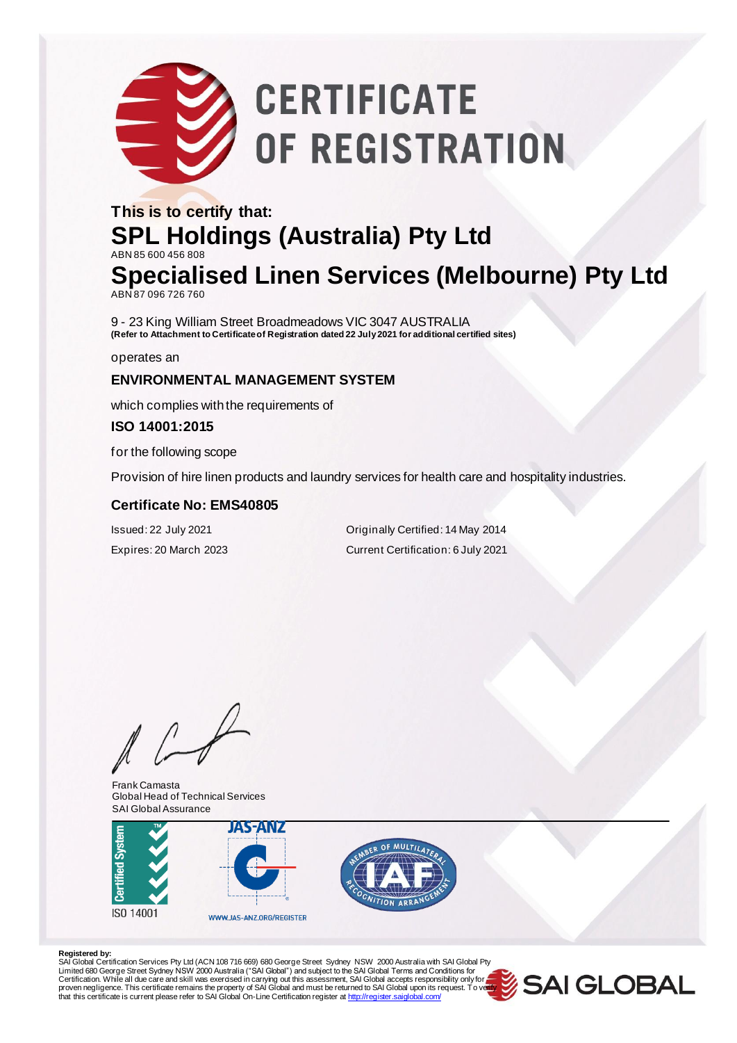# CERTIFICATE OF REGISTRATION

**This is to certify that:**

## SPL Holdings (Australia) Pty Ltd

ABN 85 600 456 808

## Specialised Linen Services (Melbourne) Pty Ltd

ABN 87 096 726 760

9 - 23 King William Street Broadmeadows VIC 3047 AUSTRALIA
**(Refer to Attachment to Certificate of Registration dated 22 July 2021 for additional certified sites)**

operates an

**ENVIRONMENTAL MANAGEMENT SYSTEM**

which complies with the requirements of

**ISO 14001:2015**

for the following scope

Provision of hire linen products and laundry services for health care and hospitality industries.

**Certificate No: EMS40805**

Issued: 22 July 2021

Expires: 20 March 2023

Originally Certified: 14 May 2014

Current Certification: 6 July 2021

Frank Camasta
Global Head of Technical Services
SAI Global Assurance

Certified System

ISO 14001

JAS-ANZ

WWW.JAS-ANZ.ORG/REGISTER

MEMBER OF MULTILATERAL RECOGNITION ARRANGEMENT IAF

**Registered by:**
SAI Global Certification Services Pty Ltd (ACN 108 716 669) 680 George Street Sydney NSW 2000 Australia with SAI Global Pty Limited 680 George Street Sydney NSW 2000 Australia ("SAI Global") and subject to the SAI Global Terms and Conditions for Certification. While all due care and skill was exercised in carrying out this assessment, SAI Global accepts responsibility only for proven negligence. This certificate remains the property of SAI Global and must be returned to SAI Global upon its request. To verify that this certificate is current please refer to SAI Global On-Line Certification register at http://register.saiglobal.com/

SAI GLOBAL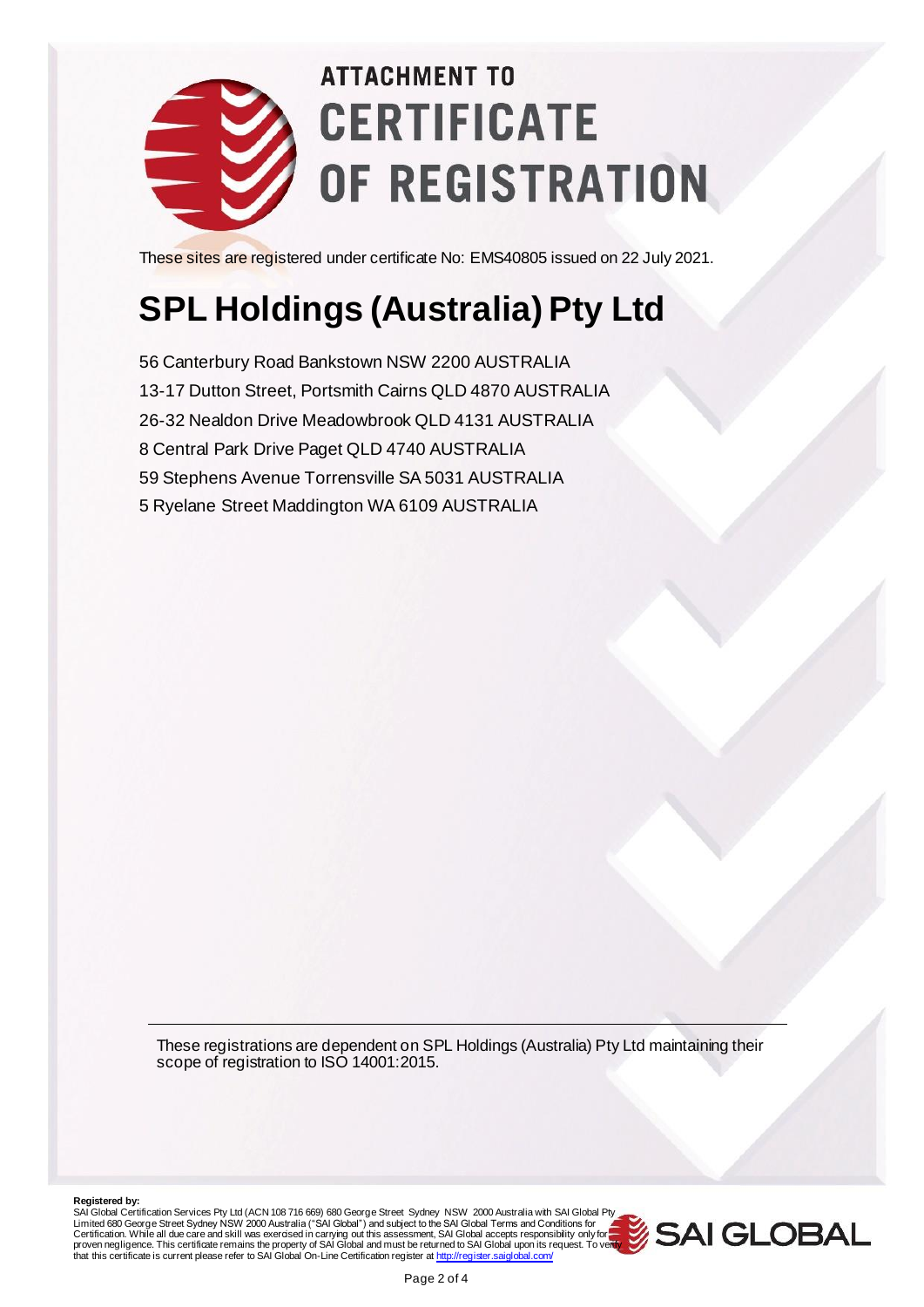# ATTACHMENT TO CERTIFICATE OF REGISTRATION

These sites are registered under certificate No: EMS40805 issued on 22 July 2021.

## SPL Holdings (Australia) Pty Ltd

56 Canterbury Road Bankstown NSW 2200 AUSTRALIA
13-17 Dutton Street, Portsmith Cairns QLD 4870 AUSTRALIA
26-32 Nealdon Drive Meadowbrook QLD 4131 AUSTRALIA
8 Central Park Drive Paget QLD 4740 AUSTRALIA
59 Stephens Avenue Torrensville SA 5031 AUSTRALIA
5 Ryelane Street Maddington WA 6109 AUSTRALIA

These registrations are dependent on SPL Holdings (Australia) Pty Ltd maintaining their scope of registration to ISO 14001:2015.

**Registered by:**
SAI Global Certification Services Pty Ltd (ACN 108 716 669) 680 George Street Sydney NSW 2000 Australia with SAI Global Pty Limited 680 George Street Sydney NSW 2000 Australia ("SAI Global") and subject to the SAI Global Terms and Conditions for Certification. While all due care and skill was exercised in carrying out this assessment, SAI Global accepts responsibility only for proven negligence. This certificate remains the property of SAI Global and must be returned to SAI Global upon its request. To verify that this certificate is current please refer to SAI Global On-Line Certification register at http://register.saiglobal.com/

SAI GLOBAL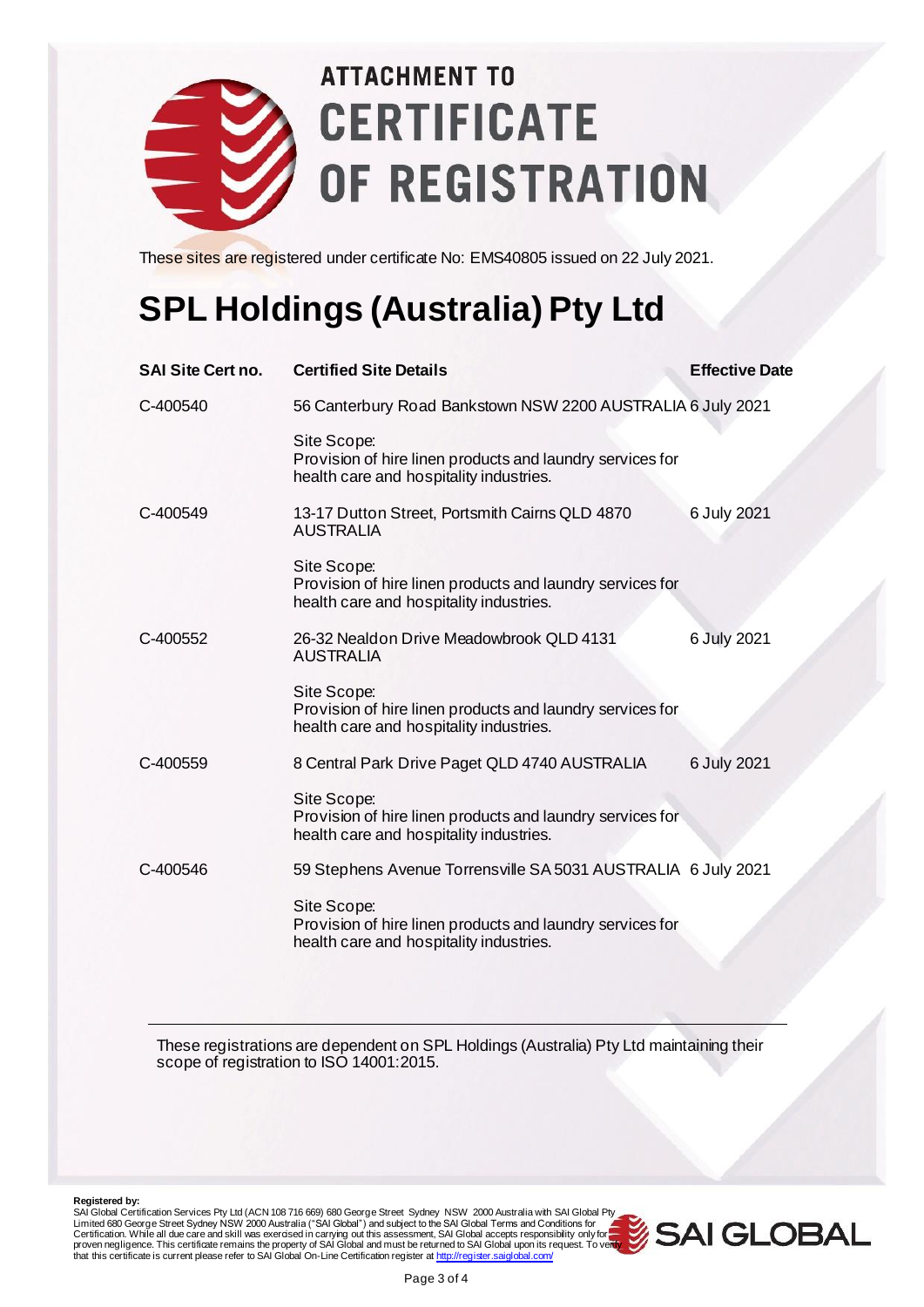# ATTACHMENT TO CERTIFICATE OF REGISTRATION

These sites are registered under certificate No: EMS40805 issued on 22 July 2021.

# SPL Holdings (Australia) Pty Ltd

| SAI Site Cert no. | Certified Site Details | Effective Date |
|---|---|---|
| C-400540 | 56 Canterbury Road Bankstown NSW 2200 AUSTRALIA<br><br>Site Scope:<br>Provision of hire linen products and laundry services for health care and hospitality industries. | 6 July 2021 |
| C-400549 | 13-17 Dutton Street, Portsmith Cairns QLD 4870 AUSTRALIA<br><br>Site Scope:<br>Provision of hire linen products and laundry services for health care and hospitality industries. | 6 July 2021 |
| C-400552 | 26-32 Nealdon Drive Meadowbrook QLD 4131 AUSTRALIA<br><br>Site Scope:<br>Provision of hire linen products and laundry services for health care and hospitality industries. | 6 July 2021 |
| C-400559 | 8 Central Park Drive Paget QLD 4740 AUSTRALIA<br><br>Site Scope:<br>Provision of hire linen products and laundry services for health care and hospitality industries. | 6 July 2021 |
| C-400546 | 59 Stephens Avenue Torrensville SA 5031 AUSTRALIA<br><br>Site Scope:<br>Provision of hire linen products and laundry services for health care and hospitality industries. | 6 July 2021 |

These registrations are dependent on SPL Holdings (Australia) Pty Ltd maintaining their scope of registration to ISO 14001:2015.

**Registered by:**
SAI Global Certification Services Pty Ltd (ACN 108 716 669) 680 George Street Sydney NSW 2000 Australia with SAI Global Pty Limited 680 George Street Sydney NSW 2000 Australia ("SAI Global") and subject to the SAI Global Terms and Conditions for Certification. While all due care and skill was exercised in carrying out this assessment, SAI Global accepts responsibility only for proven negligence. This certificate remains the property of SAI Global and must be returned to SAI Global upon its request. To verify that this certificate is current please refer to SAI Global On-Line Certification register at http://register.saiglobal.com/

SAI GLOBAL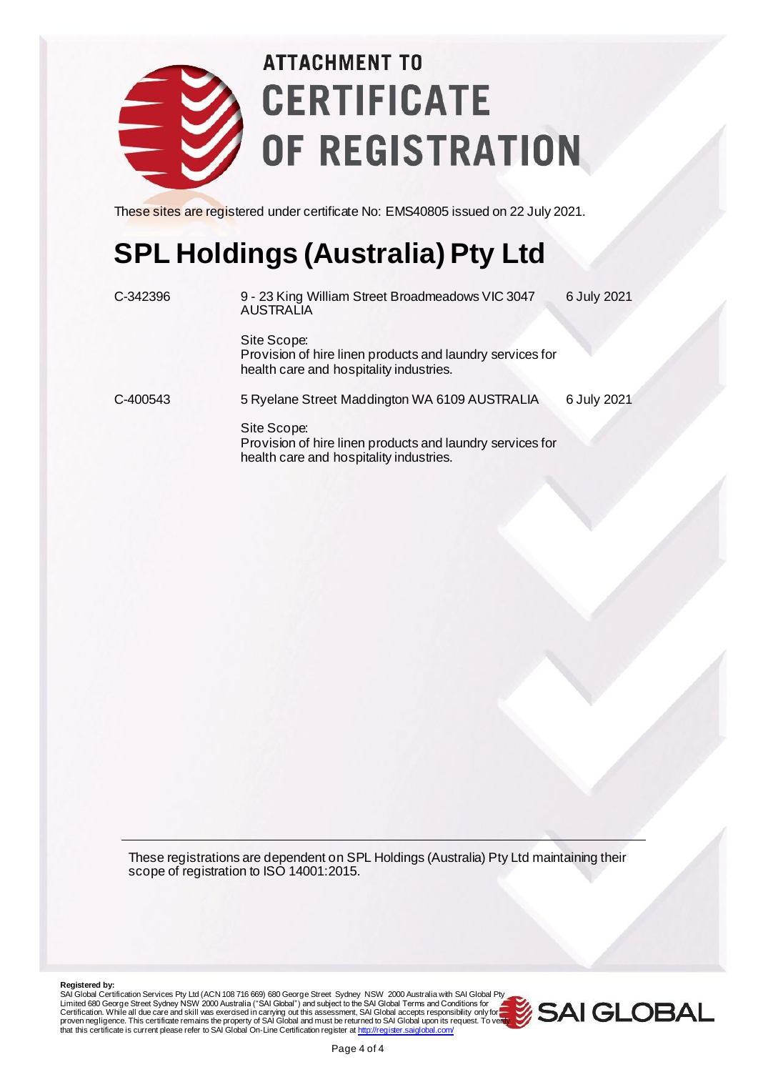# ATTACHMENT TO CERTIFICATE OF REGISTRATION

These sites are registered under certificate No: EMS40805 issued on 22 July 2021.

## SPL Holdings (Australia) Pty Ltd

| | | |
|---|---|---|
| C-342396 | 9 - 23 King William Street Broadmeadows VIC 3047 AUSTRALIA<br><br>Site Scope:<br>Provision of hire linen products and laundry services for health care and hospitality industries. | 6 July 2021 |
| C-400543 | 5 Ryelane Street Maddington WA 6109 AUSTRALIA<br><br>Site Scope:<br>Provision of hire linen products and laundry services for health care and hospitality industries. | 6 July 2021 |

These registrations are dependent on SPL Holdings (Australia) Pty Ltd maintaining their scope of registration to ISO 14001:2015.

**Registered by:**
SAI Global Certification Services Pty Ltd (ACN 108 716 669) 680 George Street Sydney NSW 2000 Australia with SAI Global Pty Limited 680 George Street Sydney NSW 2000 Australia ("SAI Global") and subject to the SAI Global Terms and Conditions for Certification. While all due care and skill was exercised in carrying out this assessment, SAI Global accepts responsibility only for proven negligence. This certificate remains the property of SAI Global and must be returned to SAI Global upon its request. To verify that this certificate is current please refer to SAI Global On-Line Certification register at http://register.saiglobal.com/

SAI GLOBAL